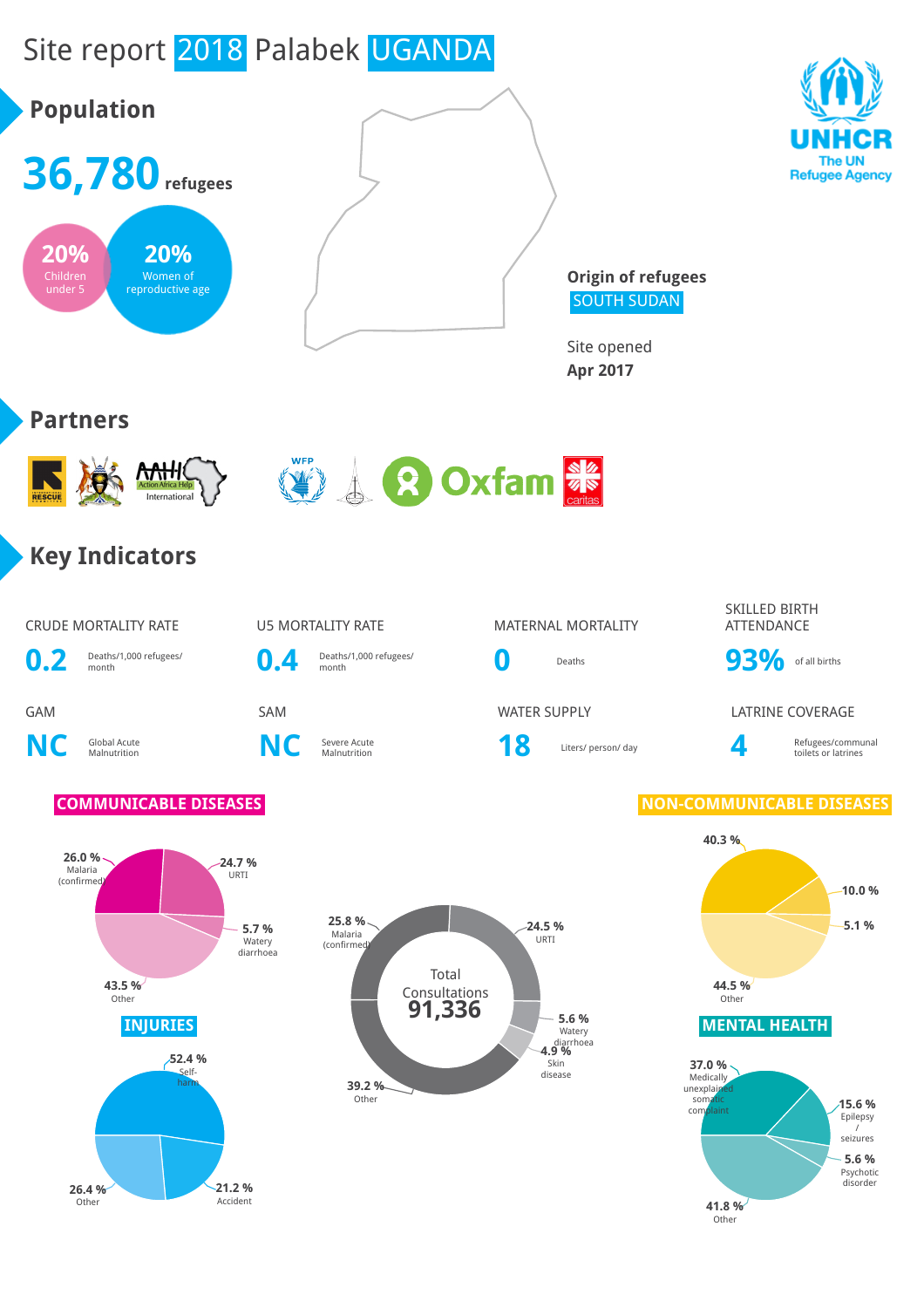# Site report 2018 Palabek UGANDA

## Population

**36,780** refugees

20% Children under 5

20% Women of reproductive age

**Origin of refugees**
SOUTH SUDAN

Site opened
**Apr 2017**

UNHCR The UN Refugee Agency

## Partners

## Key Indicators

| CRUDE MORTALITY RATE | U5 MORTALITY RATE | MATERNAL MORTALITY | SKILLED BIRTH ATTENDANCE |
|---|---|---|---|
| **0.2** Deaths/1,000 refugees/ month | **0.4** Deaths/1,000 refugees/ month | **0** Deaths | **93%** of all births |

| GAM | SAM | WATER SUPPLY | LATRINE COVERAGE |
|---|---|---|---|
| **NC** Global Acute Malnutrition | **NC** Severe Acute Malnutrition | **18** Liters/ person/ day | **4** Refugees/communal toilets or latrines |

### COMMUNICABLE DISEASES

- 26.0 % Malaria (confirmed)
- 24.7 % URTI
- 5.7 % Watery diarrhoea
- 43.5 % Other

### Total Consultations 91,336

- 25.8 % Malaria (confirmed)
- 24.5 % URTI
- 5.6 % Watery diarrhoea
- 4.9 % Skin disease
- 39.2 % Other

### NON-COMMUNICABLE DISEASES

- 40.3 %
- 10.0 %
- 5.1 %
- 44.5 % Other

### INJURIES

- 52.4 % Self-harm
- 21.2 % Accident
- 26.4 % Other

### MENTAL HEALTH

- 37.0 % Medically unexplained somatic complaint
- 15.6 % Epilepsy / seizures
- 5.6 % Psychotic disorder
- 41.8 % Other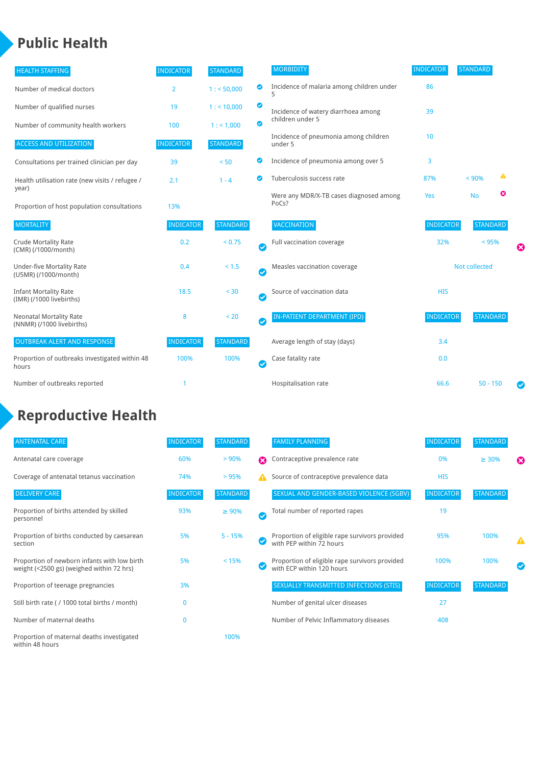# Public Health

| HEALTH STAFFING | INDICATOR | STANDARD | |
|---|---|---|---|
| Number of medical doctors | 2 | 1 : < 50,000 | ✔ |
| Number of qualified nurses | 19 | 1 : < 10,000 | ✔ |
| Number of community health workers | 100 | 1 : < 1,000 | ✔ |

| ACCESS AND UTILIZATION | INDICATOR | STANDARD | |
|---|---|---|---|
| Consultations per trained clinician per day | 39 | < 50 | ✔ |
| Health utilisation rate (new visits / refugee / year) | 2.1 | 1 - 4 | ✔ |
| Proportion of host population consultations | 13% | | |

| MORTALITY | INDICATOR | STANDARD | |
|---|---|---|---|
| Crude Mortality Rate (CMR) (/1000/month) | 0.2 | < 0.75 | ✔ |
| Under-five Mortality Rate (U5MR) (/1000/month) | 0.4 | < 1.5 | ✔ |
| Infant Mortality Rate (IMR) (/1000 livebirths) | 18.5 | < 30 | ✔ |
| Neonatal Mortality Rate (NNMR) (/1000 livebirths) | 8 | < 20 | ✔ |

| OUTBREAK ALERT AND RESPONSE | INDICATOR | STANDARD | |
|---|---|---|---|
| Proportion of outbreaks investigated within 48 hours | 100% | 100% | ✔ |
| Number of outbreaks reported | 1 | | |

| MORBIDITY | INDICATOR | STANDARD | |
|---|---|---|---|
| Incidence of malaria among children under 5 | 86 | | |
| Incidence of watery diarrhoea among children under 5 | 39 | | |
| Incidence of pneumonia among children under 5 | 10 | | |
| Incidence of pneumonia among over 5 | 3 | | |
| Tuberculosis success rate | 87% | < 90% | ⚠ |
| Were any MDR/X-TB cases diagnosed among PoCs? | Yes | No | ✖ |

| VACCINATION | INDICATOR | STANDARD | |
|---|---|---|---|
| Full vaccination coverage | 32% | < 95% | ✖ |
| Measles vaccination coverage | Not collected | | |
| Source of vaccination data | HIS | | |

| IN-PATIENT DEPARTMENT (IPD) | INDICATOR | STANDARD | |
|---|---|---|---|
| Average length of stay (days) | 3.4 | | |
| Case fatality rate | 0.0 | | |
| Hospitalisation rate | 66.6 | 50 - 150 | ✔ |

# Reproductive Health

| ANTENATAL CARE | INDICATOR | STANDARD | |
|---|---|---|---|
| Antenatal care coverage | 60% | > 90% | ✖ |
| Coverage of antenatal tetanus vaccination | 74% | > 95% | ⚠ |

| DELIVERY CARE | INDICATOR | STANDARD | |
|---|---|---|---|
| Proportion of births attended by skilled personnel | 93% | ≥ 90% | ✔ |
| Proportion of births conducted by caesarean section | 5% | 5 - 15% | ✔ |
| Proportion of newborn infants with low birth weight (<2500 gs) (weighed within 72 hrs) | 5% | < 15% | ✔ |
| Proportion of teenage pregnancies | 3% | | |
| Still birth rate ( / 1000 total births / month) | 0 | | |
| Number of maternal deaths | 0 | | |
| Proportion of maternal deaths investigated within 48 hours | | 100% | |

| FAMILY PLANNING | INDICATOR | STANDARD | |
|---|---|---|---|
| Contraceptive prevalence rate | 0% | ≥ 30% | ✖ |
| Source of contraceptive prevalence data | HIS | | |

| SEXUAL AND GENDER-BASED VIOLENCE (SGBV) | INDICATOR | STANDARD | |
|---|---|---|---|
| Total number of reported rapes | 19 | | |
| Proportion of eligible rape survivors provided with PEP within 72 hours | 95% | 100% | ⚠ |
| Proportion of eligible rape survivors provided with ECP within 120 hours | 100% | 100% | ✔ |

| SEXUALLY TRANSMITTED INFECTIONS (STIS) | INDICATOR | STANDARD |
|---|---|---|
| Number of genital ulcer diseases | 27 | |
| Number of Pelvic Inflammatory diseases | 408 | |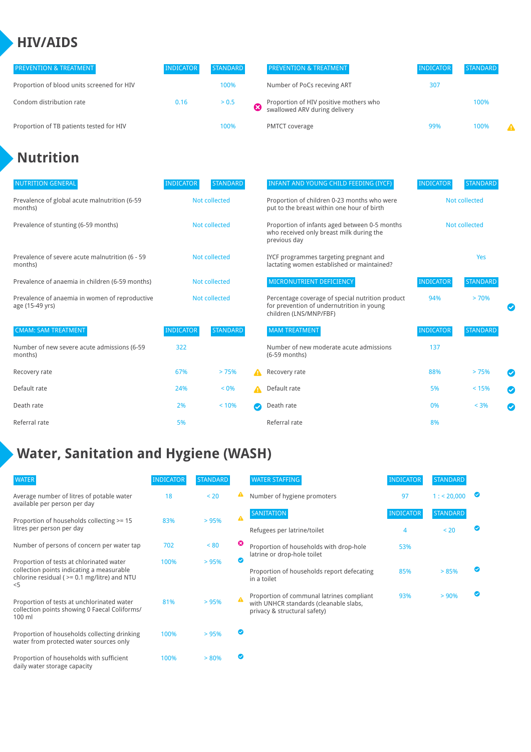# HIV/AIDS

| PREVENTION & TREATMENT | INDICATOR | STANDARD | |
|---|---|---|---|
| Proportion of blood units screened for HIV | | 100% | |
| Condom distribution rate | 0.16 | > 0.5 | ✖ |
| Proportion of TB patients tested for HIV | | 100% | |

| PREVENTION & TREATMENT | INDICATOR | STANDARD | |
|---|---|---|---|
| Number of PoCs receving ART | 307 | | |
| Proportion of HIV positive mothers who swallowed ARV during delivery | | 100% | |
| PMTCT coverage | 99% | 100% | ⚠ |

# Nutrition

| NUTRITION GENERAL | INDICATOR | STANDARD |
|---|---|---|
| Prevalence of global acute malnutrition (6-59 months) | Not collected | |
| Prevalence of stunting (6-59 months) | Not collected | |
| Prevalence of severe acute malnutrition (6 - 59 months) | Not collected | |
| Prevalence of anaemia in children (6-59 months) | Not collected | |
| Prevalence of anaemia in women of reproductive age (15-49 yrs) | Not collected | |

| INFANT AND YOUNG CHILD FEEDING (IYCF) | INDICATOR | STANDARD |
|---|---|---|
| Proportion of children 0-23 months who were put to the breast within one hour of birth | Not collected | |
| Proportion of infants aged between 0-5 months who received only breast milk during the previous day | Not collected | |
| IYCF programmes targeting pregnant and lactating women established or maintained? | | Yes |

| MICRONUTRIENT DEFICIENCY | INDICATOR | STANDARD | |
|---|---|---|---|
| Percentage coverage of special nutrition product for prevention of undernutrition in young children (LNS/MNP/FBF) | 94% | > 70% | ✔ |

| CMAM: SAM TREATMENT | INDICATOR | STANDARD | |
|---|---|---|---|
| Number of new severe acute admissions (6-59 months) | 322 | | |
| Recovery rate | 67% | > 75% | ⚠ |
| Default rate | 24% | < 0% | ⚠ |
| Death rate | 2% | < 10% | ✔ |
| Referral rate | 5% | | |

| MAM TREATMENT | INDICATOR | STANDARD | |
|---|---|---|---|
| Number of new moderate acute admissions (6-59 months) | 137 | | |
| Recovery rate | 88% | > 75% | ✔ |
| Default rate | 5% | < 15% | ✔ |
| Death rate | 0% | < 3% | ✔ |
| Referral rate | 8% | | |

# Water, Sanitation and Hygiene (WASH)

| WATER | INDICATOR | STANDARD | |
|---|---|---|---|
| Average number of litres of potable water available per person per day | 18 | < 20 | ⚠ |
| Proportion of households collecting >= 15 litres per person per day | 83% | > 95% | ⚠ |
| Number of persons of concern per water tap | 702 | < 80 | ✖ |
| Proportion of tests at chlorinated water collection points indicating a measurable chlorine residual ( >= 0.1 mg/litre) and NTU <5 | 100% | > 95% | ✔ |
| Proportion of tests at unchlorinated water collection points showing 0 Faecal Coliforms/ 100 ml | 81% | > 95% | ⚠ |
| Proportion of households collecting drinking water from protected water sources only | 100% | > 95% | ✔ |
| Proportion of households with sufficient daily water storage capacity | 100% | > 80% | ✔ |

| WATER STAFFING | INDICATOR | STANDARD | |
|---|---|---|---|
| Number of hygiene promoters | 97 | 1 : < 20,000 | ✔ |

| SANITATION | INDICATOR | STANDARD | |
|---|---|---|---|
| Refugees per latrine/toilet | 4 | < 20 | ✔ |
| Proportion of households with drop-hole latrine or drop-hole toilet | 53% | | |
| Proportion of households report defecating in a toilet | 85% | > 85% | ✔ |
| Proportion of communal latrines compliant with UNHCR standards (cleanable slabs, privacy & structural safety) | 93% | > 90% | ✔ |